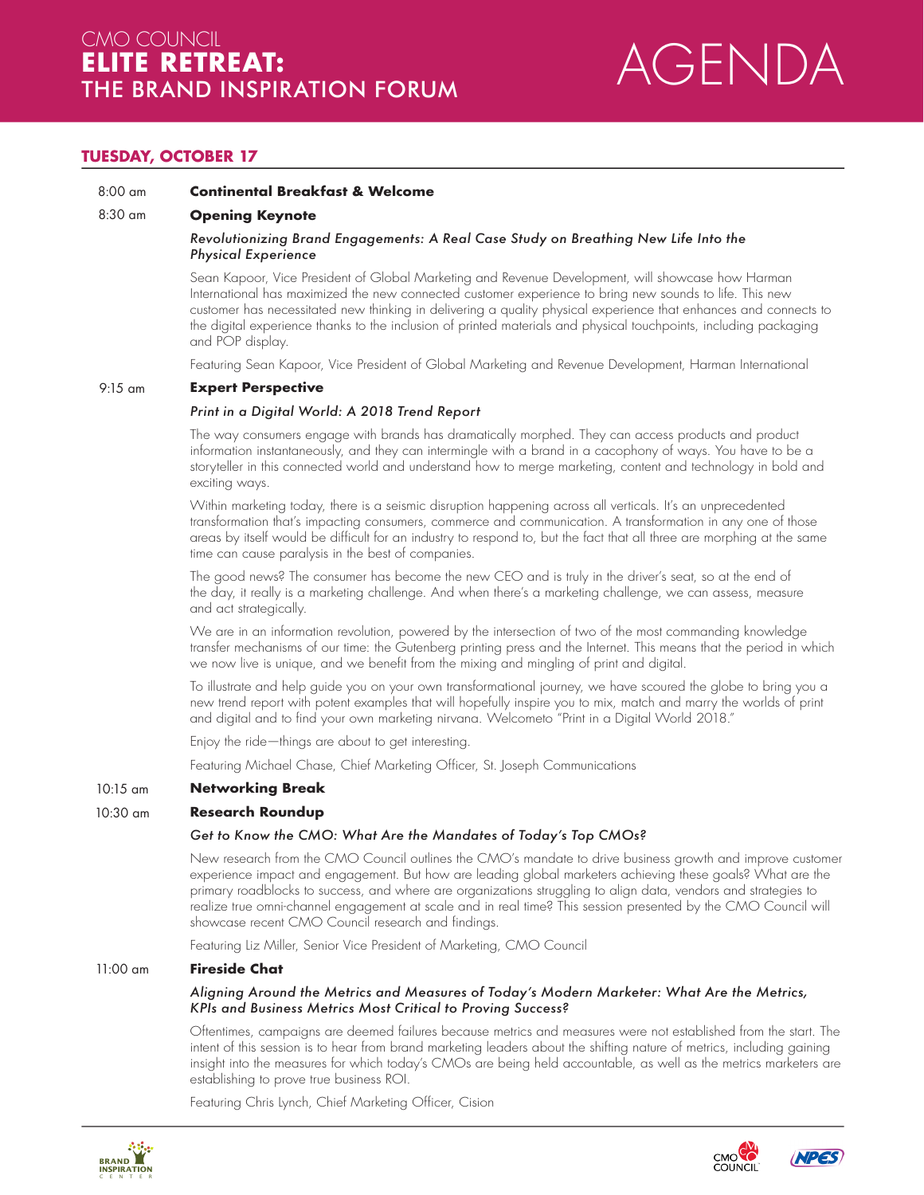# CMO COUNCIL **ELITE RETREAT:** THE BRAND INSPIRATION FORUM

# AGENDA

## TUESDAY, OCTOBER 17

8:00 am **Continental Breakfast & Welcome**

8:30 am **Opening Keynote**

*Revolutionizing Brand Engagements: A Real Case Study on Breathing New Life Into the Physical Experience*

Sean Kapoor, Vice President of Global Marketing and Revenue Development, will showcase how Harman International has maximized the new connected customer experience to bring new sounds to life. This new customer has necessitated new thinking in delivering a quality physical experience that enhances and connects to the digital experience thanks to the inclusion of printed materials and physical touchpoints, including packaging and POP display.

Featuring Sean Kapoor, Vice President of Global Marketing and Revenue Development, Harman International

9:15 am **Expert Perspective**

*Print in a Digital World: A 2018 Trend Report*

The way consumers engage with brands has dramatically morphed. They can access products and product information instantaneously, and they can intermingle with a brand in a cacophony of ways. You have to be a storyteller in this connected world and understand how to merge marketing, content and technology in bold and exciting ways.

Within marketing today, there is a seismic disruption happening across all verticals. It's an unprecedented transformation that's impacting consumers, commerce and communication. A transformation in any one of those areas by itself would be difficult for an industry to respond to, but the fact that all three are morphing at the same time can cause paralysis in the best of companies.

The good news? The consumer has become the new CEO and is truly in the driver's seat, so at the end of the day, it really is a marketing challenge. And when there's a marketing challenge, we can assess, measure and act strategically.

We are in an information revolution, powered by the intersection of two of the most commanding knowledge transfer mechanisms of our time: the Gutenberg printing press and the Internet. This means that the period in which we now live is unique, and we benefit from the mixing and mingling of print and digital.

To illustrate and help guide you on your own transformational journey, we have scoured the globe to bring you a new trend report with potent examples that will hopefully inspire you to mix, match and marry the worlds of print and digital and to find your own marketing nirvana. Welcometo "Print in a Digital World 2018."

Enjoy the ride—things are about to get interesting.

Featuring Michael Chase, Chief Marketing Officer, St. Joseph Communications

10:15 am **Networking Break**

10:30 am **Research Roundup**

*Get to Know the CMO: What Are the Mandates of Today's Top CMOs?*

New research from the CMO Council outlines the CMO's mandate to drive business growth and improve customer experience impact and engagement. But how are leading global marketers achieving these goals? What are the primary roadblocks to success, and where are organizations struggling to align data, vendors and strategies to realize true omni-channel engagement at scale and in real time? This session presented by the CMO Council will showcase recent CMO Council research and findings.

Featuring Liz Miller, Senior Vice President of Marketing, CMO Council

11:00 am **Fireside Chat**

*Aligning Around the Metrics and Measures of Today's Modern Marketer: What Are the Metrics, KPIs and Business Metrics Most Critical to Proving Success?*

Oftentimes, campaigns are deemed failures because metrics and measures were not established from the start. The intent of this session is to hear from brand marketing leaders about the shifting nature of metrics, including gaining insight into the measures for which today's CMOs are being held accountable, as well as the metrics marketers are establishing to prove true business ROI.

Featuring Chris Lynch, Chief Marketing Officer, Cision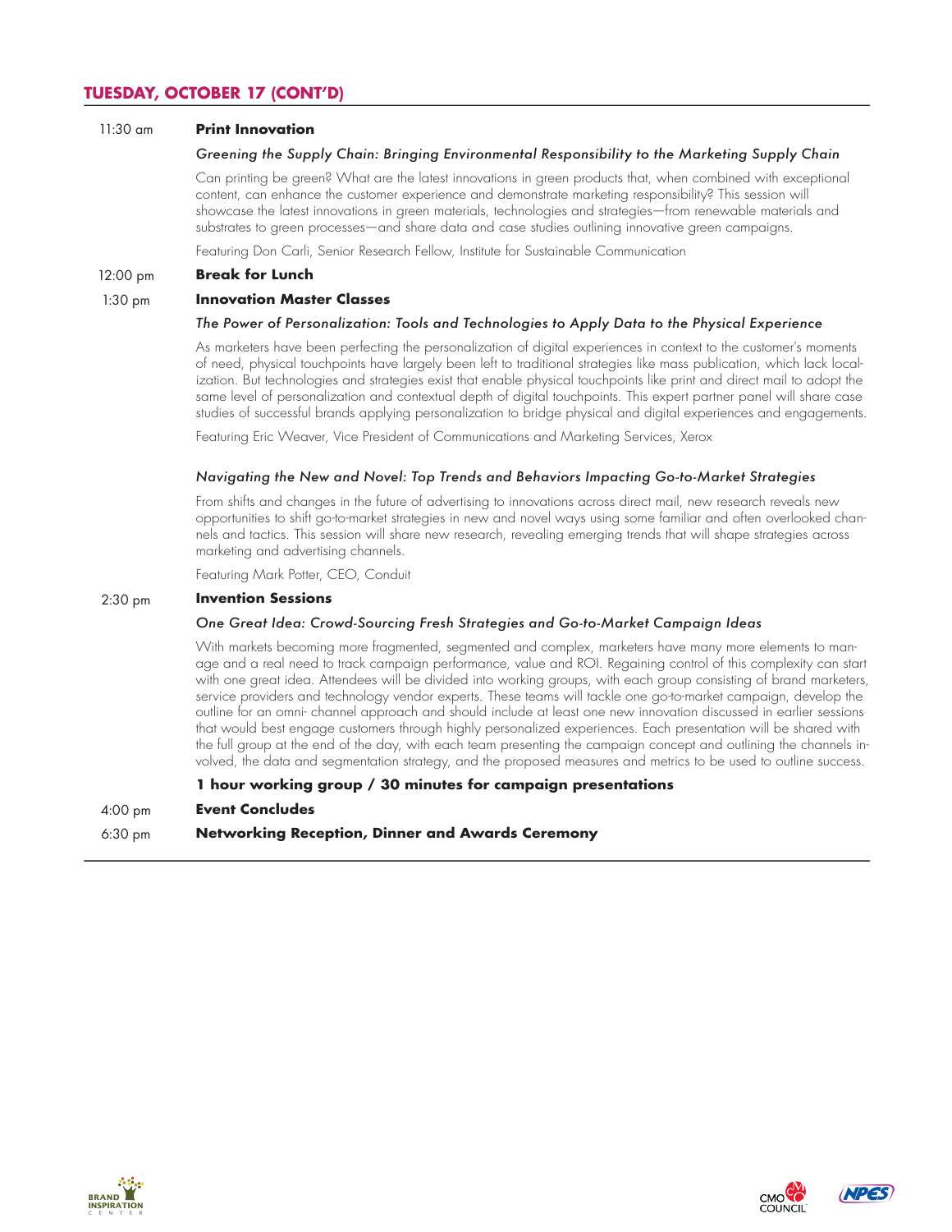## TUESDAY, OCTOBER 17 (CONT'D)

11:30 am **Print Innovation**

*Greening the Supply Chain: Bringing Environmental Responsibility to the Marketing Supply Chain*

Can printing be green? What are the latest innovations in green products that, when combined with exceptional content, can enhance the customer experience and demonstrate marketing responsibility? This session will showcase the latest innovations in green materials, technologies and strategies—from renewable materials and substrates to green processes—and share data and case studies outlining innovative green campaigns.

Featuring Don Carli, Senior Research Fellow, Institute for Sustainable Communication

12:00 pm **Break for Lunch**

1:30 pm **Innovation Master Classes**

*The Power of Personalization: Tools and Technologies to Apply Data to the Physical Experience*

As marketers have been perfecting the personalization of digital experiences in context to the customer's moments of need, physical touchpoints have largely been left to traditional strategies like mass publication, which lack localization. But technologies and strategies exist that enable physical touchpoints like print and direct mail to adopt the same level of personalization and contextual depth of digital touchpoints. This expert partner panel will share case studies of successful brands applying personalization to bridge physical and digital experiences and engagements.

Featuring Eric Weaver, Vice President of Communications and Marketing Services, Xerox

*Navigating the New and Novel: Top Trends and Behaviors Impacting Go-to-Market Strategies*

From shifts and changes in the future of advertising to innovations across direct mail, new research reveals new opportunities to shift go-to-market strategies in new and novel ways using some familiar and often overlooked channels and tactics. This session will share new research, revealing emerging trends that will shape strategies across marketing and advertising channels.

Featuring Mark Potter, CEO, Conduit

2:30 pm **Invention Sessions**

*One Great Idea: Crowd-Sourcing Fresh Strategies and Go-to-Market Campaign Ideas*

With markets becoming more fragmented, segmented and complex, marketers have many more elements to manage and a real need to track campaign performance, value and ROI. Regaining control of this complexity can start with one great idea. Attendees will be divided into working groups, with each group consisting of brand marketers, service providers and technology vendor experts. These teams will tackle one go-to-market campaign, develop the outline for an omni- channel approach and should include at least one new innovation discussed in earlier sessions that would best engage customers through highly personalized experiences. Each presentation will be shared with the full group at the end of the day, with each team presenting the campaign concept and outlining the channels involved, the data and segmentation strategy, and the proposed measures and metrics to be used to outline success.

**1 hour working group / 30 minutes for campaign presentations**

4:00 pm **Event Concludes**

6:30 pm **Networking Reception, Dinner and Awards Ceremony**

BRAND INSPIRATION CENTER

CMO COUNCIL

NPES